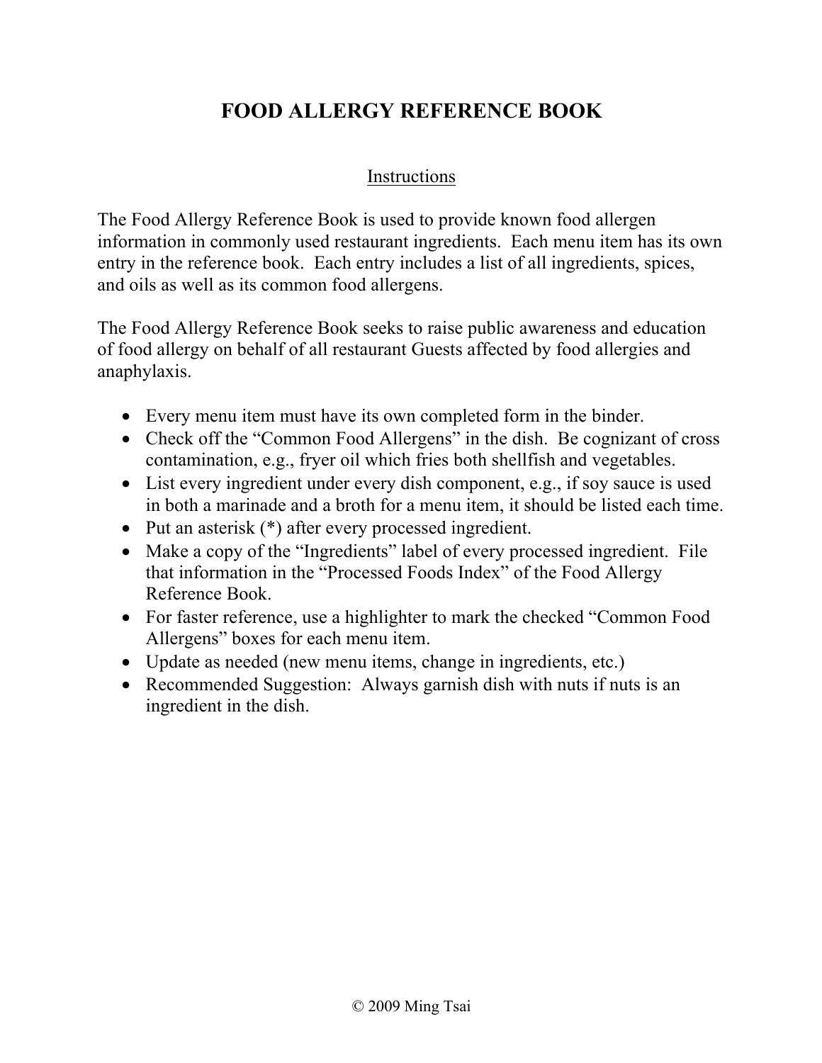# FOOD ALLERGY REFERENCE BOOK

## Instructions

The Food Allergy Reference Book is used to provide known food allergen information in commonly used restaurant ingredients. Each menu item has its own entry in the reference book. Each entry includes a list of all ingredients, spices, and oils as well as its common food allergens.

The Food Allergy Reference Book seeks to raise public awareness and education of food allergy on behalf of all restaurant Guests affected by food allergies and anaphylaxis.

- Every menu item must have its own completed form in the binder.
- Check off the "Common Food Allergens" in the dish. Be cognizant of cross contamination, e.g., fryer oil which fries both shellfish and vegetables.
- List every ingredient under every dish component, e.g., if soy sauce is used in both a marinade and a broth for a menu item, it should be listed each time.
- Put an asterisk (*) after every processed ingredient.
- Make a copy of the "Ingredients" label of every processed ingredient. File that information in the "Processed Foods Index" of the Food Allergy Reference Book.
- For faster reference, use a highlighter to mark the checked "Common Food Allergens" boxes for each menu item.
- Update as needed (new menu items, change in ingredients, etc.)
- Recommended Suggestion: Always garnish dish with nuts if nuts is an ingredient in the dish.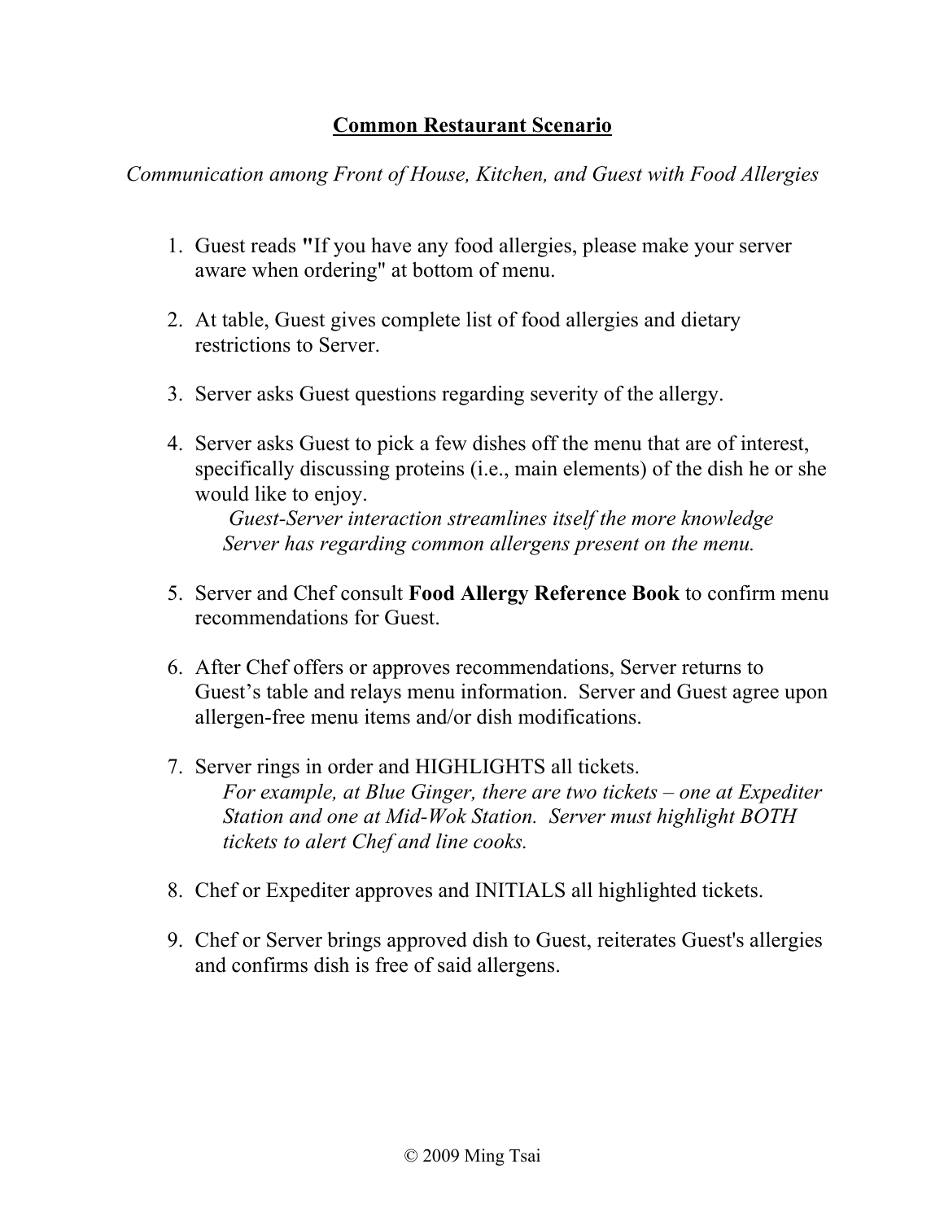# Common Restaurant Scenario

*Communication among Front of House, Kitchen, and Guest with Food Allergies*

1. Guest reads **"**If you have any food allergies, please make your server aware when ordering" at bottom of menu.

2. At table, Guest gives complete list of food allergies and dietary restrictions to Server.

3. Server asks Guest questions regarding severity of the allergy.

4. Server asks Guest to pick a few dishes off the menu that are of interest, specifically discussing proteins (i.e., main elements) of the dish he or she would like to enjoy.

   *Guest-Server interaction streamlines itself the more knowledge Server has regarding common allergens present on the menu.*

5. Server and Chef consult **Food Allergy Reference Book** to confirm menu recommendations for Guest.

6. After Chef offers or approves recommendations, Server returns to Guest's table and relays menu information. Server and Guest agree upon allergen-free menu items and/or dish modifications.

7. Server rings in order and HIGHLIGHTS all tickets.

   *For example, at Blue Ginger, there are two tickets – one at Expediter Station and one at Mid-Wok Station. Server must highlight BOTH tickets to alert Chef and line cooks.*

8. Chef or Expediter approves and INITIALS all highlighted tickets.

9. Chef or Server brings approved dish to Guest, reiterates Guest's allergies and confirms dish is free of said allergens.

© 2009 Ming Tsai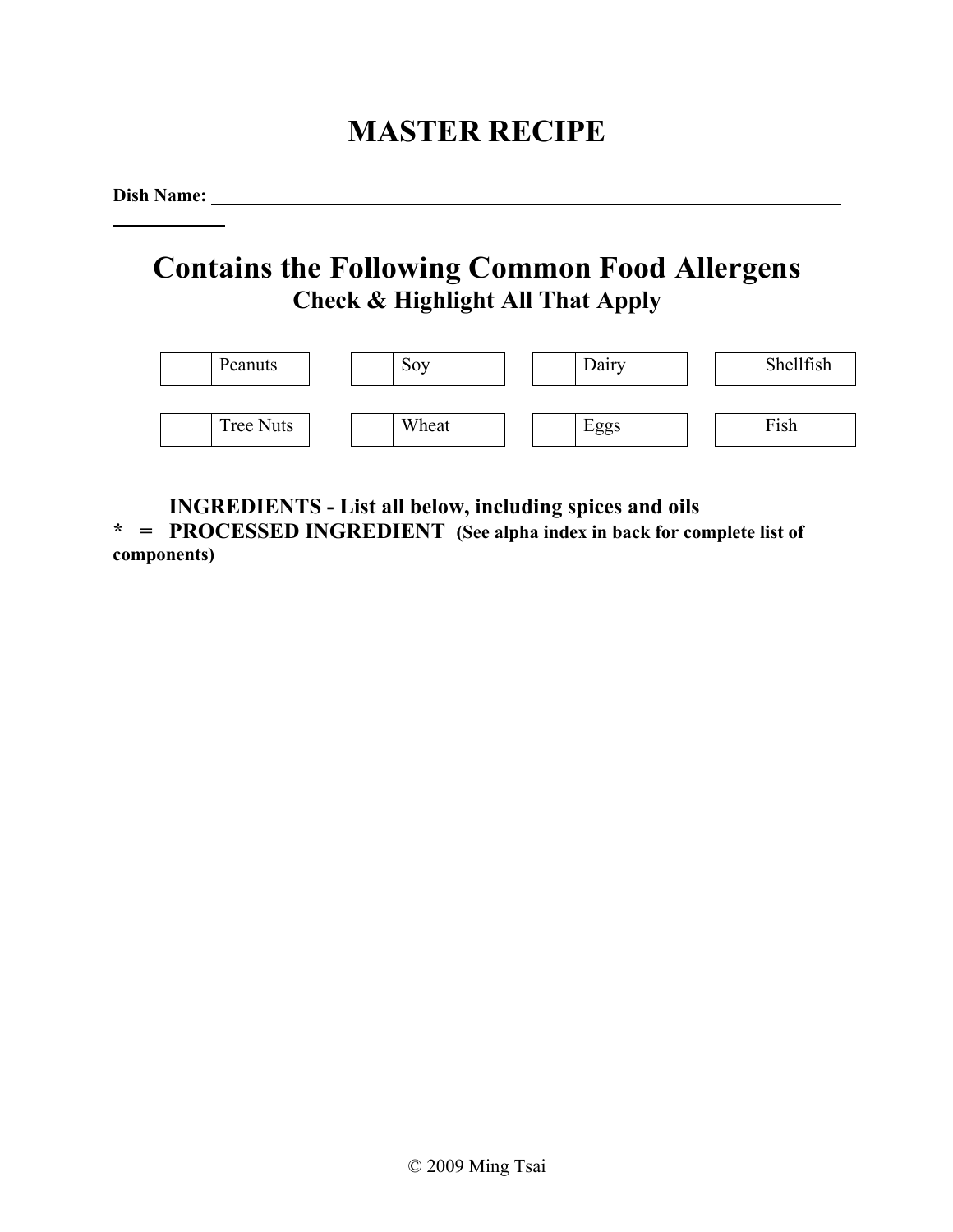# MASTER RECIPE

**Dish Name:** ______________________________________________

## Contains the Following Common Food Allergens

### Check & Highlight All That Apply

| | | | | | | | |
|---|---|---|---|---|---|---|---|
| | Peanuts | | Soy | | Dairy | | Shellfish |
| | Tree Nuts | | Wheat | | Eggs | | Fish |

**INGREDIENTS - List all below, including spices and oils**

**\* = PROCESSED INGREDIENT (See alpha index in back for complete list of components)**

© 2009 Ming Tsai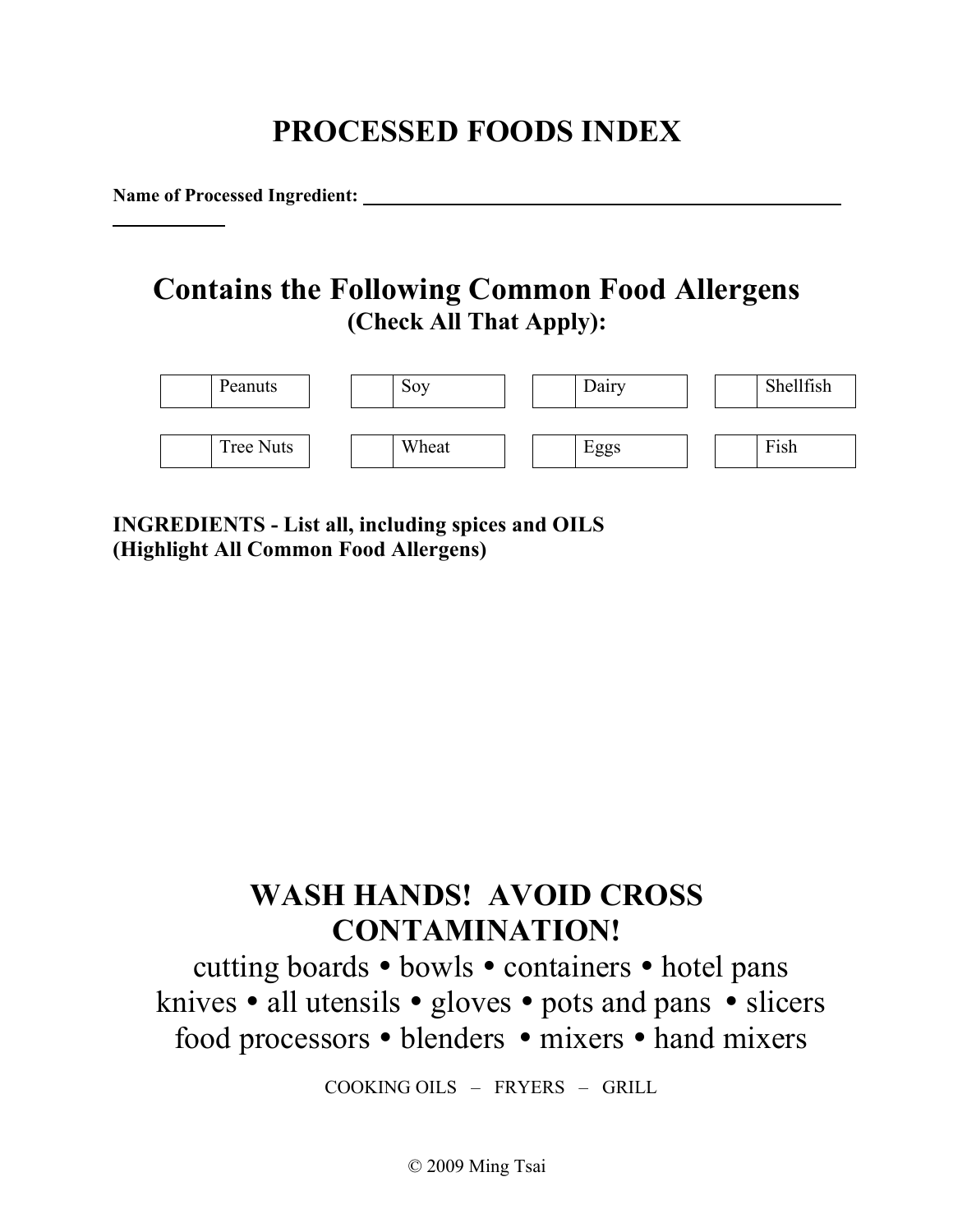# PROCESSED FOODS INDEX

**Name of Processed Ingredient:** ______________________________________________________

## Contains the Following Common Food Allergens
### (Check All That Apply):

| | | | | | | | |
|---|---|---|---|---|---|---|---|
| | Peanuts | | Soy | | Dairy | | Shellfish |
| | Tree Nuts | | Wheat | | Eggs | | Fish |

**INGREDIENTS - List all, including spices and OILS**
**(Highlight All Common Food Allergens)**

## WASH HANDS! AVOID CROSS CONTAMINATION!

cutting boards • bowls • containers • hotel pans
knives • all utensils • gloves • pots and pans • slicers
food processors • blenders • mixers • hand mixers

COOKING OILS – FRYERS – GRILL

© 2009 Ming Tsai